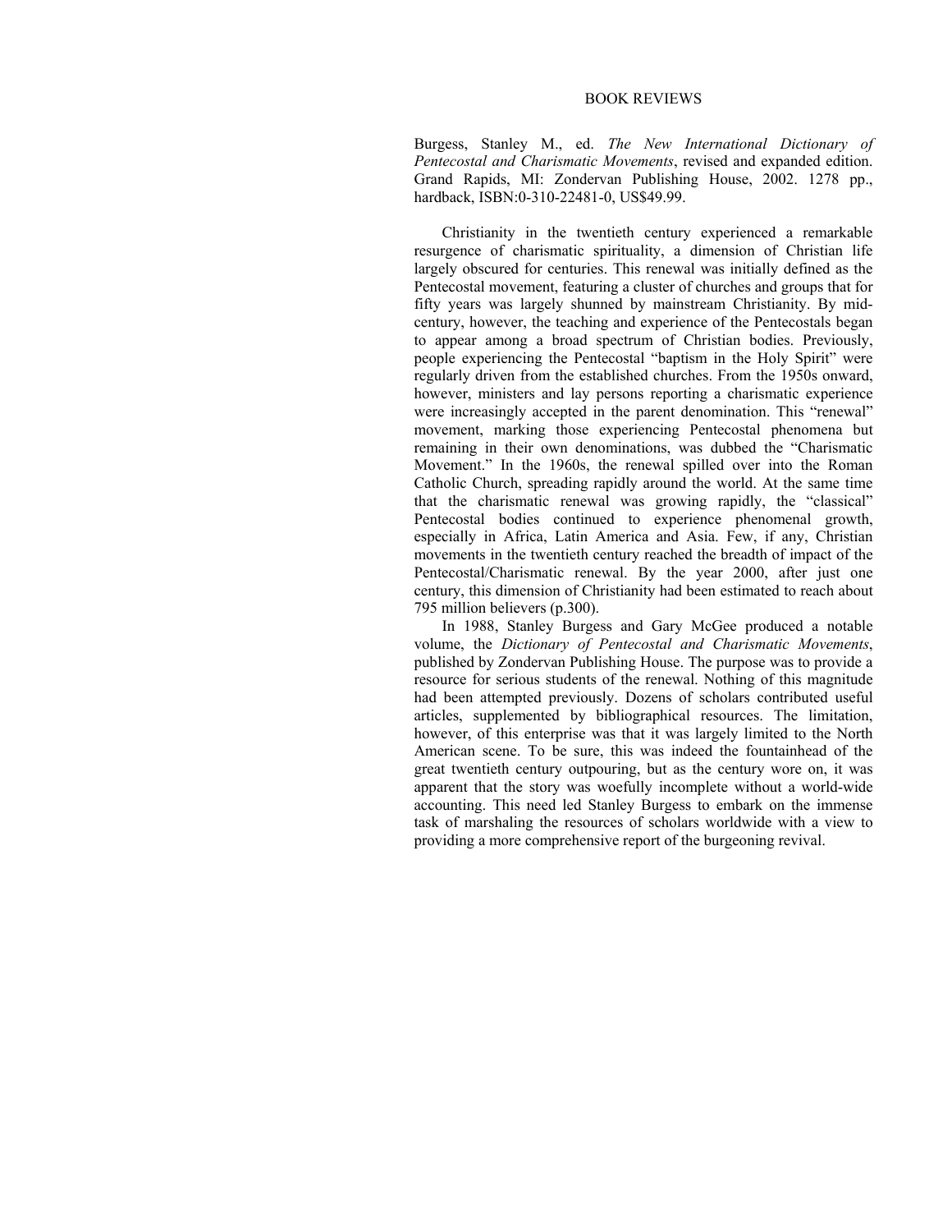# BOOK REVIEWS

Burgess, Stanley M., ed. *The New International Dictionary of Pentecostal and Charismatic Movements*, revised and expanded edition. Grand Rapids, MI: Zondervan Publishing House, 2002. 1278 pp., hardback, ISBN:0-310-22481-0, US$49.99.

Christianity in the twentieth century experienced a remarkable resurgence of charismatic spirituality, a dimension of Christian life largely obscured for centuries. This renewal was initially defined as the Pentecostal movement, featuring a cluster of churches and groups that for fifty years was largely shunned by mainstream Christianity. By mid-century, however, the teaching and experience of the Pentecostals began to appear among a broad spectrum of Christian bodies. Previously, people experiencing the Pentecostal "baptism in the Holy Spirit" were regularly driven from the established churches. From the 1950s onward, however, ministers and lay persons reporting a charismatic experience were increasingly accepted in the parent denomination. This "renewal" movement, marking those experiencing Pentecostal phenomena but remaining in their own denominations, was dubbed the "Charismatic Movement." In the 1960s, the renewal spilled over into the Roman Catholic Church, spreading rapidly around the world. At the same time that the charismatic renewal was growing rapidly, the "classical" Pentecostal bodies continued to experience phenomenal growth, especially in Africa, Latin America and Asia. Few, if any, Christian movements in the twentieth century reached the breadth of impact of the Pentecostal/Charismatic renewal. By the year 2000, after just one century, this dimension of Christianity had been estimated to reach about 795 million believers (p.300).

In 1988, Stanley Burgess and Gary McGee produced a notable volume, the *Dictionary of Pentecostal and Charismatic Movements*, published by Zondervan Publishing House. The purpose was to provide a resource for serious students of the renewal. Nothing of this magnitude had been attempted previously. Dozens of scholars contributed useful articles, supplemented by bibliographical resources. The limitation, however, of this enterprise was that it was largely limited to the North American scene. To be sure, this was indeed the fountainhead of the great twentieth century outpouring, but as the century wore on, it was apparent that the story was woefully incomplete without a world-wide accounting. This need led Stanley Burgess to embark on the immense task of marshaling the resources of scholars worldwide with a view to providing a more comprehensive report of the burgeoning revival.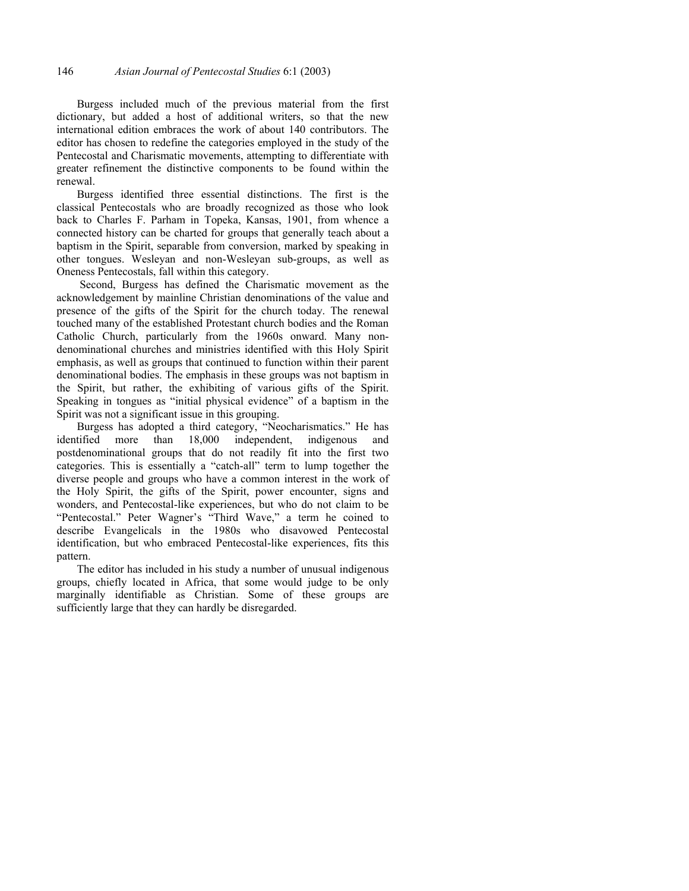Burgess included much of the previous material from the first dictionary, but added a host of additional writers, so that the new international edition embraces the work of about 140 contributors. The editor has chosen to redefine the categories employed in the study of the Pentecostal and Charismatic movements, attempting to differentiate with greater refinement the distinctive components to be found within the renewal.

Burgess identified three essential distinctions. The first is the classical Pentecostals who are broadly recognized as those who look back to Charles F. Parham in Topeka, Kansas, 1901, from whence a connected history can be charted for groups that generally teach about a baptism in the Spirit, separable from conversion, marked by speaking in other tongues. Wesleyan and non-Wesleyan sub-groups, as well as Oneness Pentecostals, fall within this category.

Second, Burgess has defined the Charismatic movement as the acknowledgement by mainline Christian denominations of the value and presence of the gifts of the Spirit for the church today. The renewal touched many of the established Protestant church bodies and the Roman Catholic Church, particularly from the 1960s onward. Many non-denominational churches and ministries identified with this Holy Spirit emphasis, as well as groups that continued to function within their parent denominational bodies. The emphasis in these groups was not baptism in the Spirit, but rather, the exhibiting of various gifts of the Spirit. Speaking in tongues as "initial physical evidence" of a baptism in the Spirit was not a significant issue in this grouping.

Burgess has adopted a third category, "Neocharismatics." He has identified more than 18,000 independent, indigenous and postdenominational groups that do not readily fit into the first two categories. This is essentially a "catch-all" term to lump together the diverse people and groups who have a common interest in the work of the Holy Spirit, the gifts of the Spirit, power encounter, signs and wonders, and Pentecostal-like experiences, but who do not claim to be "Pentecostal." Peter Wagner's "Third Wave," a term he coined to describe Evangelicals in the 1980s who disavowed Pentecostal identification, but who embraced Pentecostal-like experiences, fits this pattern.

The editor has included in his study a number of unusual indigenous groups, chiefly located in Africa, that some would judge to be only marginally identifiable as Christian. Some of these groups are sufficiently large that they can hardly be disregarded.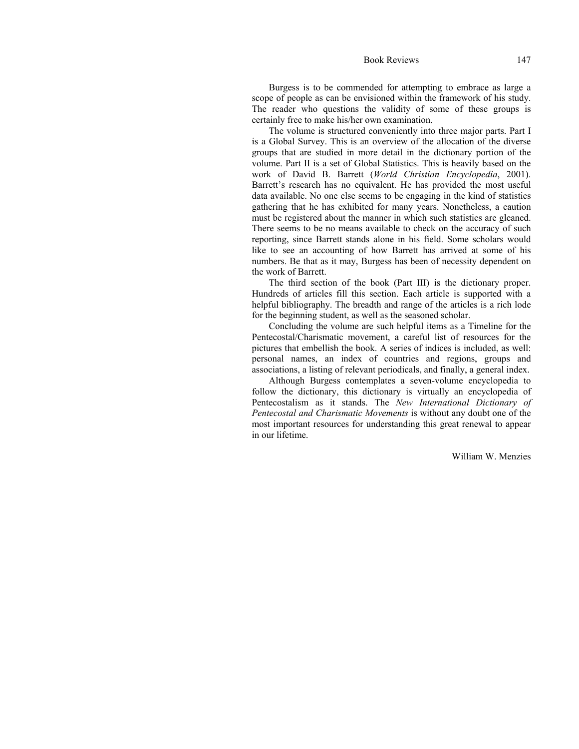Burgess is to be commended for attempting to embrace as large a scope of people as can be envisioned within the framework of his study. The reader who questions the validity of some of these groups is certainly free to make his/her own examination.

The volume is structured conveniently into three major parts. Part I is a Global Survey. This is an overview of the allocation of the diverse groups that are studied in more detail in the dictionary portion of the volume. Part II is a set of Global Statistics. This is heavily based on the work of David B. Barrett (*World Christian Encyclopedia*, 2001). Barrett's research has no equivalent. He has provided the most useful data available. No one else seems to be engaging in the kind of statistics gathering that he has exhibited for many years. Nonetheless, a caution must be registered about the manner in which such statistics are gleaned. There seems to be no means available to check on the accuracy of such reporting, since Barrett stands alone in his field. Some scholars would like to see an accounting of how Barrett has arrived at some of his numbers. Be that as it may, Burgess has been of necessity dependent on the work of Barrett.

The third section of the book (Part III) is the dictionary proper. Hundreds of articles fill this section. Each article is supported with a helpful bibliography. The breadth and range of the articles is a rich lode for the beginning student, as well as the seasoned scholar.

Concluding the volume are such helpful items as a Timeline for the Pentecostal/Charismatic movement, a careful list of resources for the pictures that embellish the book. A series of indices is included, as well: personal names, an index of countries and regions, groups and associations, a listing of relevant periodicals, and finally, a general index.

Although Burgess contemplates a seven-volume encyclopedia to follow the dictionary, this dictionary is virtually an encyclopedia of Pentecostalism as it stands. The *New International Dictionary of Pentecostal and Charismatic Movements* is without any doubt one of the most important resources for understanding this great renewal to appear in our lifetime.

William W. Menzies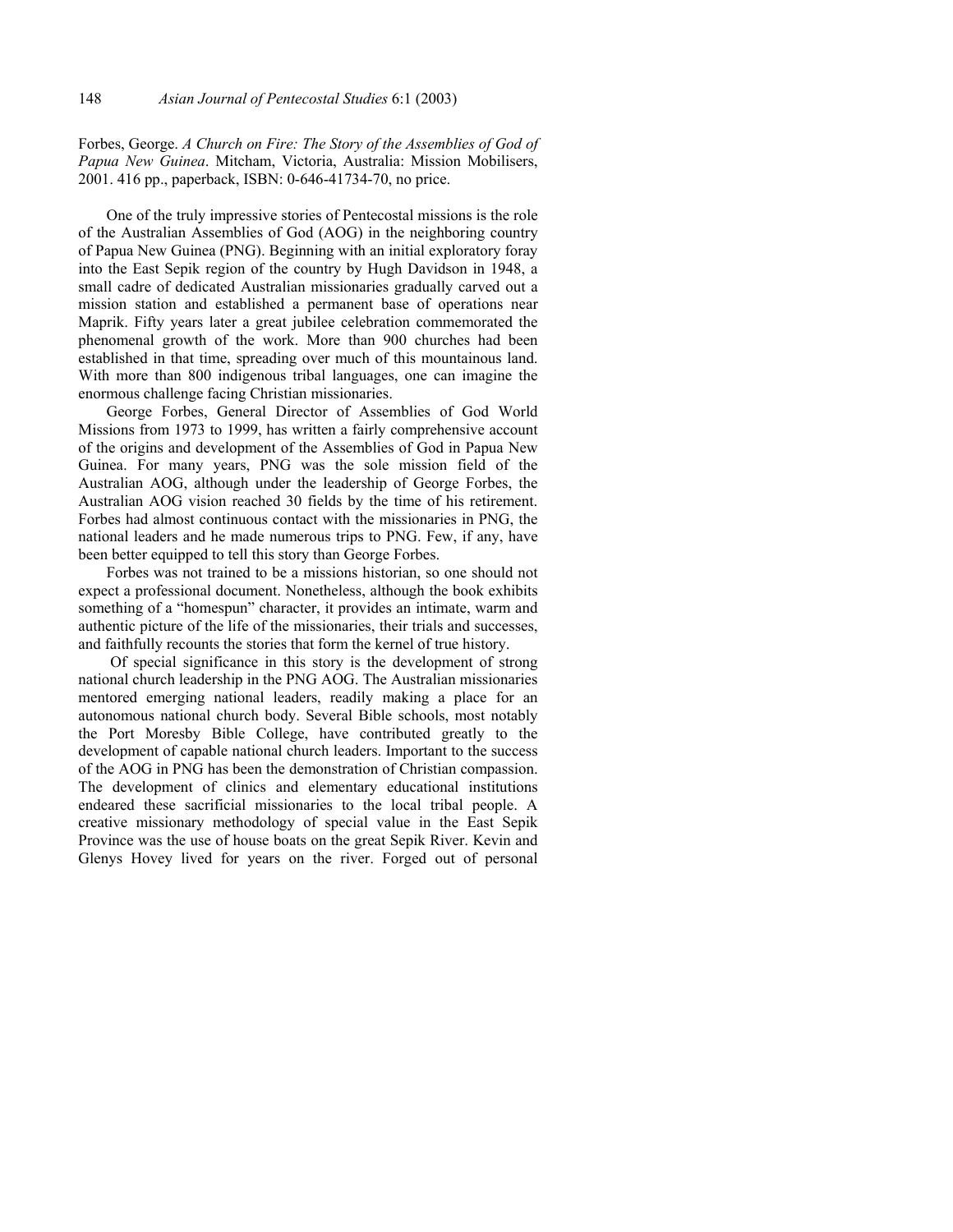Forbes, George. *A Church on Fire: The Story of the Assemblies of God of Papua New Guinea*. Mitcham, Victoria, Australia: Mission Mobilisers, 2001. 416 pp., paperback, ISBN: 0-646-41734-70, no price.

One of the truly impressive stories of Pentecostal missions is the role of the Australian Assemblies of God (AOG) in the neighboring country of Papua New Guinea (PNG). Beginning with an initial exploratory foray into the East Sepik region of the country by Hugh Davidson in 1948, a small cadre of dedicated Australian missionaries gradually carved out a mission station and established a permanent base of operations near Maprik. Fifty years later a great jubilee celebration commemorated the phenomenal growth of the work. More than 900 churches had been established in that time, spreading over much of this mountainous land. With more than 800 indigenous tribal languages, one can imagine the enormous challenge facing Christian missionaries.

George Forbes, General Director of Assemblies of God World Missions from 1973 to 1999, has written a fairly comprehensive account of the origins and development of the Assemblies of God in Papua New Guinea. For many years, PNG was the sole mission field of the Australian AOG, although under the leadership of George Forbes, the Australian AOG vision reached 30 fields by the time of his retirement. Forbes had almost continuous contact with the missionaries in PNG, the national leaders and he made numerous trips to PNG. Few, if any, have been better equipped to tell this story than George Forbes.

Forbes was not trained to be a missions historian, so one should not expect a professional document. Nonetheless, although the book exhibits something of a "homespun" character, it provides an intimate, warm and authentic picture of the life of the missionaries, their trials and successes, and faithfully recounts the stories that form the kernel of true history.

Of special significance in this story is the development of strong national church leadership in the PNG AOG. The Australian missionaries mentored emerging national leaders, readily making a place for an autonomous national church body. Several Bible schools, most notably the Port Moresby Bible College, have contributed greatly to the development of capable national church leaders. Important to the success of the AOG in PNG has been the demonstration of Christian compassion. The development of clinics and elementary educational institutions endeared these sacrificial missionaries to the local tribal people. A creative missionary methodology of special value in the East Sepik Province was the use of house boats on the great Sepik River. Kevin and Glenys Hovey lived for years on the river. Forged out of personal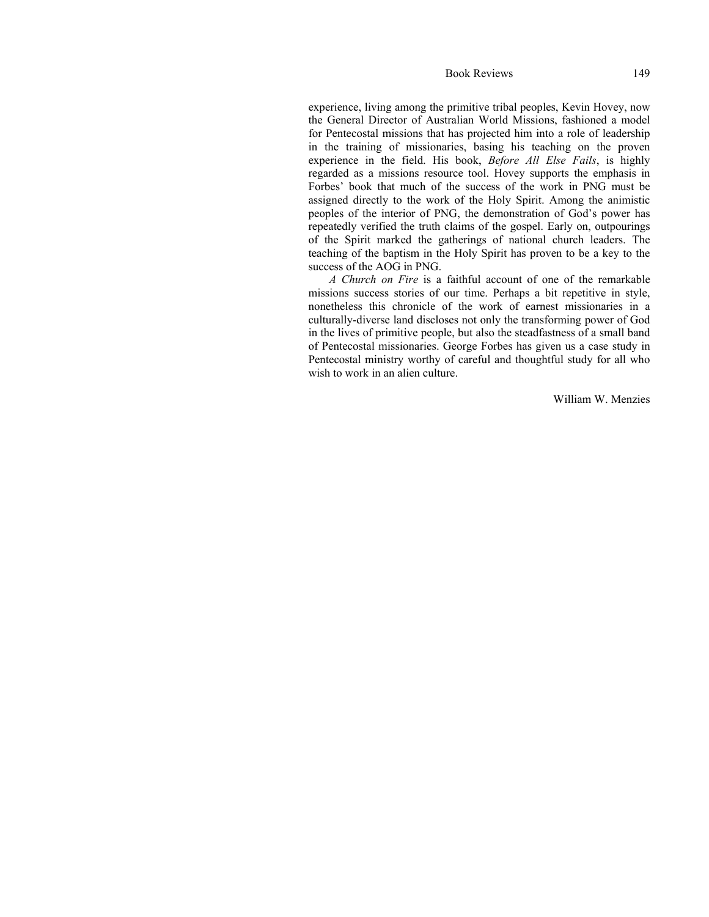experience, living among the primitive tribal peoples, Kevin Hovey, now the General Director of Australian World Missions, fashioned a model for Pentecostal missions that has projected him into a role of leadership in the training of missionaries, basing his teaching on the proven experience in the field. His book, *Before All Else Fails*, is highly regarded as a missions resource tool. Hovey supports the emphasis in Forbes' book that much of the success of the work in PNG must be assigned directly to the work of the Holy Spirit. Among the animistic peoples of the interior of PNG, the demonstration of God's power has repeatedly verified the truth claims of the gospel. Early on, outpourings of the Spirit marked the gatherings of national church leaders. The teaching of the baptism in the Holy Spirit has proven to be a key to the success of the AOG in PNG.

*A Church on Fire* is a faithful account of one of the remarkable missions success stories of our time. Perhaps a bit repetitive in style, nonetheless this chronicle of the work of earnest missionaries in a culturally-diverse land discloses not only the transforming power of God in the lives of primitive people, but also the steadfastness of a small band of Pentecostal missionaries. George Forbes has given us a case study in Pentecostal ministry worthy of careful and thoughtful study for all who wish to work in an alien culture.

William W. Menzies